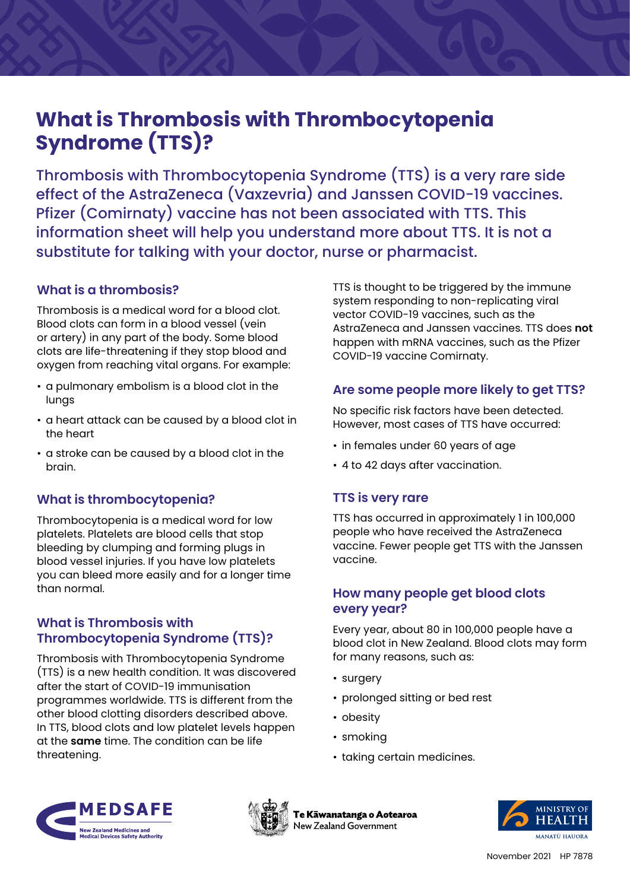# What is Thrombosis with Thrombocytopenia Syndrome (TTS)?

Thrombosis with Thrombocytopenia Syndrome (TTS) is a very rare side effect of the AstraZeneca (Vaxzevria) and Janssen COVID-19 vaccines. Pfizer (Comirnaty) vaccine has not been associated with TTS. This information sheet will help you understand more about TTS. It is not a substitute for talking with your doctor, nurse or pharmacist.

## What is a thrombosis?

Thrombosis is a medical word for a blood clot. Blood clots can form in a blood vessel (vein or artery) in any part of the body. Some blood clots are life-threatening if they stop blood and oxygen from reaching vital organs. For example:

- a pulmonary embolism is a blood clot in the lungs
- a heart attack can be caused by a blood clot in the heart
- a stroke can be caused by a blood clot in the brain.

## What is thrombocytopenia?

Thrombocytopenia is a medical word for low platelets. Platelets are blood cells that stop bleeding by clumping and forming plugs in blood vessel injuries. If you have low platelets you can bleed more easily and for a longer time than normal.

## What is Thrombosis with Thrombocytopenia Syndrome (TTS)?

Thrombosis with Thrombocytopenia Syndrome (TTS) is a new health condition. It was discovered after the start of COVID-19 immunisation programmes worldwide. TTS is different from the other blood clotting disorders described above. In TTS, blood clots and low platelet levels happen at the **same** time. The condition can be life threatening.

TTS is thought to be triggered by the immune system responding to non-replicating viral vector COVID-19 vaccines, such as the AstraZeneca and Janssen vaccines. TTS does **not** happen with mRNA vaccines, such as the Pfizer COVID-19 vaccine Comirnaty.

## Are some people more likely to get TTS?

No specific risk factors have been detected. However, most cases of TTS have occurred:

- in females under 60 years of age
- 4 to 42 days after vaccination.

## TTS is very rare

TTS has occurred in approximately 1 in 100,000 people who have received the AstraZeneca vaccine. Fewer people get TTS with the Janssen vaccine.

## How many people get blood clots every year?

Every year, about 80 in 100,000 people have a blood clot in New Zealand. Blood clots may form for many reasons, such as:

- surgery
- prolonged sitting or bed rest
- obesity
- smoking
- taking certain medicines.

MEDSAFE New Zealand Medicines and Medical Devices Safety Authority

Te Kāwanatanga o Aotearoa New Zealand Government

Ministry of Health Manatū Hauora

November 2021 HP 7878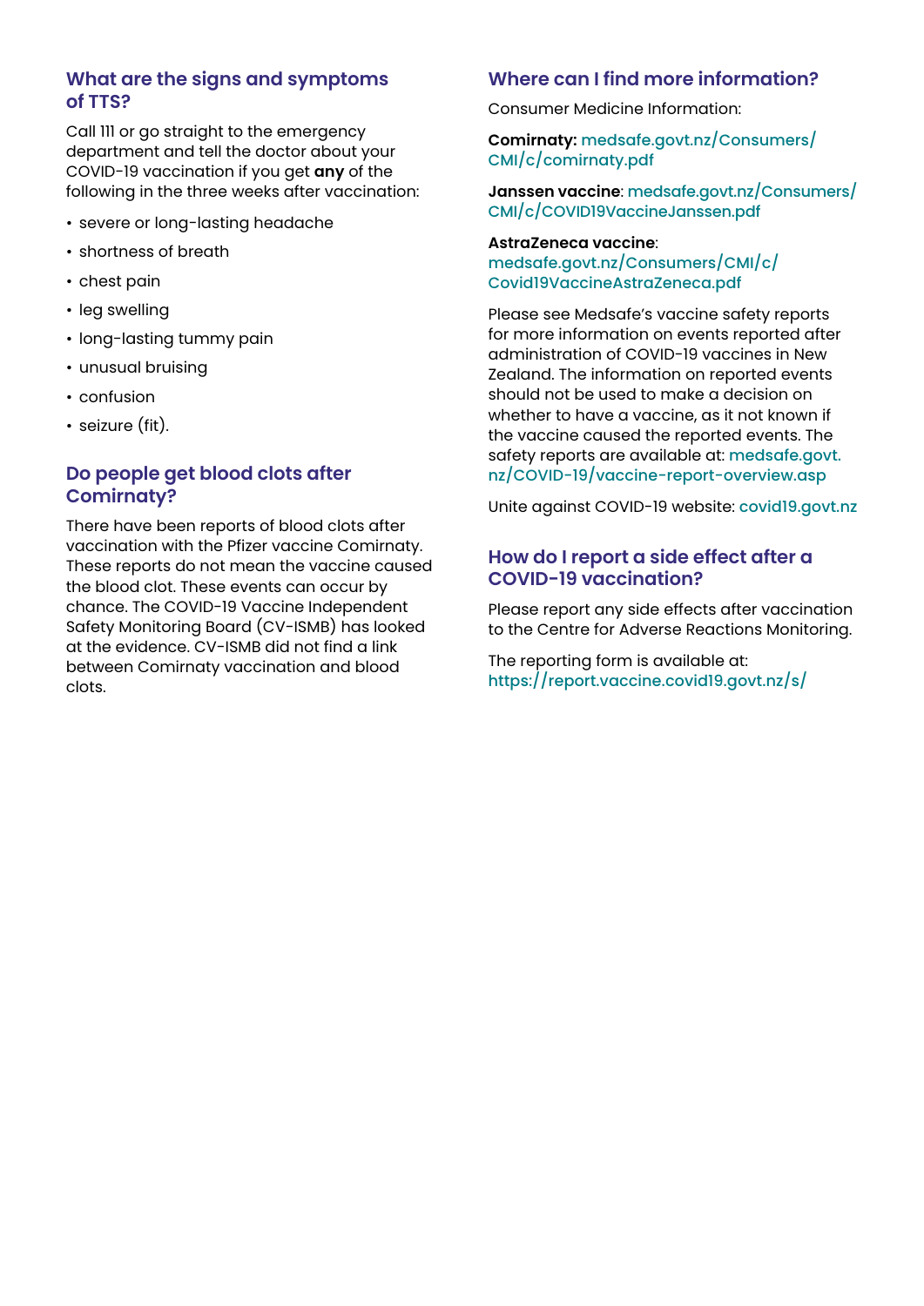## What are the signs and symptoms of TTS?

Call 111 or go straight to the emergency department and tell the doctor about your COVID-19 vaccination if you get **any** of the following in the three weeks after vaccination:

- severe or long-lasting headache
- shortness of breath
- chest pain
- leg swelling
- long-lasting tummy pain
- unusual bruising
- confusion
- seizure (fit).

## Do people get blood clots after Comirnaty?

There have been reports of blood clots after vaccination with the Pfizer vaccine Comirnaty. These reports do not mean the vaccine caused the blood clot. These events can occur by chance. The COVID-19 Vaccine Independent Safety Monitoring Board (CV-ISMB) has looked at the evidence. CV-ISMB did not find a link between Comirnaty vaccination and blood clots.

## Where can I find more information?

Consumer Medicine Information:

**Comirnaty:** medsafe.govt.nz/Consumers/CMI/c/comirnaty.pdf

**Janssen vaccine**: medsafe.govt.nz/Consumers/CMI/c/COVID19VaccineJanssen.pdf

**AstraZeneca vaccine**: medsafe.govt.nz/Consumers/CMI/c/Covid19VaccineAstraZeneca.pdf

Please see Medsafe's vaccine safety reports for more information on events reported after administration of COVID-19 vaccines in New Zealand. The information on reported events should not be used to make a decision on whether to have a vaccine, as it not known if the vaccine caused the reported events. The safety reports are available at: medsafe.govt.nz/COVID-19/vaccine-report-overview.asp

Unite against COVID-19 website: covid19.govt.nz

## How do I report a side effect after a COVID-19 vaccination?

Please report any side effects after vaccination to the Centre for Adverse Reactions Monitoring.

The reporting form is available at: https://report.vaccine.covid19.govt.nz/s/